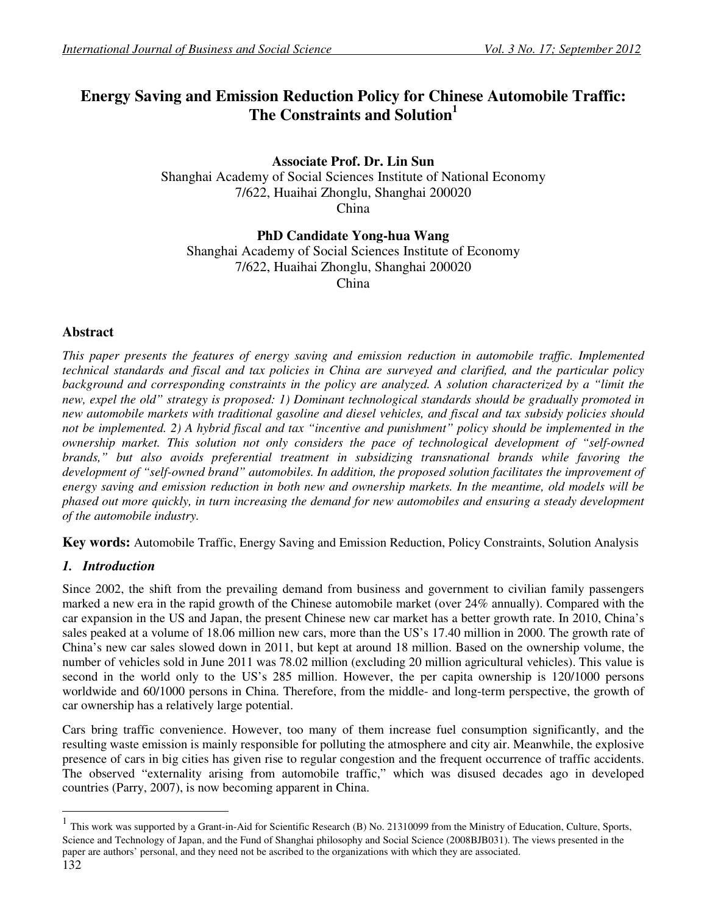# Energy Saving and Emission Reduction Policy for Chinese Automobile Traffic: The Constraints and Solution[1]

**Associate Prof. Dr. Lin Sun**
Shanghai Academy of Social Sciences Institute of National Economy
7/622, Huaihai Zhonglu, Shanghai 200020
China

**PhD Candidate Yong-hua Wang**
Shanghai Academy of Social Sciences Institute of Economy
7/622, Huaihai Zhonglu, Shanghai 200020
China

## Abstract

*This paper presents the features of energy saving and emission reduction in automobile traffic. Implemented technical standards and fiscal and tax policies in China are surveyed and clarified, and the particular policy background and corresponding constraints in the policy are analyzed. A solution characterized by a "limit the new, expel the old" strategy is proposed: 1) Dominant technological standards should be gradually promoted in new automobile markets with traditional gasoline and diesel vehicles, and fiscal and tax subsidy policies should not be implemented. 2) A hybrid fiscal and tax "incentive and punishment" policy should be implemented in the ownership market. This solution not only considers the pace of technological development of "self-owned brands," but also avoids preferential treatment in subsidizing transnational brands while favoring the development of "self-owned brand" automobiles. In addition, the proposed solution facilitates the improvement of energy saving and emission reduction in both new and ownership markets. In the meantime, old models will be phased out more quickly, in turn increasing the demand for new automobiles and ensuring a steady development of the automobile industry.*

**Key words:** Automobile Traffic, Energy Saving and Emission Reduction, Policy Constraints, Solution Analysis

## *1. Introduction*

Since 2002, the shift from the prevailing demand from business and government to civilian family passengers marked a new era in the rapid growth of the Chinese automobile market (over 24% annually). Compared with the car expansion in the US and Japan, the present Chinese new car market has a better growth rate. In 2010, China's sales peaked at a volume of 18.06 million new cars, more than the US's 17.40 million in 2000. The growth rate of China's new car sales slowed down in 2011, but kept at around 18 million. Based on the ownership volume, the number of vehicles sold in June 2011 was 78.02 million (excluding 20 million agricultural vehicles). This value is second in the world only to the US's 285 million. However, the per capita ownership is 120/1000 persons worldwide and 60/1000 persons in China. Therefore, from the middle- and long-term perspective, the growth of car ownership has a relatively large potential.

Cars bring traffic convenience. However, too many of them increase fuel consumption significantly, and the resulting waste emission is mainly responsible for polluting the atmosphere and city air. Meanwhile, the explosive presence of cars in big cities has given rise to regular congestion and the frequent occurrence of traffic accidents. The observed "externality arising from automobile traffic," which was disused decades ago in developed countries (Parry, 2007), is now becoming apparent in China.

---

[1] This work was supported by a Grant-in-Aid for Scientific Research (B) No. 21310099 from the Ministry of Education, Culture, Sports, Science and Technology of Japan, and the Fund of Shanghai philosophy and Social Science (2008BJB031). The views presented in the paper are authors' personal, and they need not be ascribed to the organizations with which they are associated.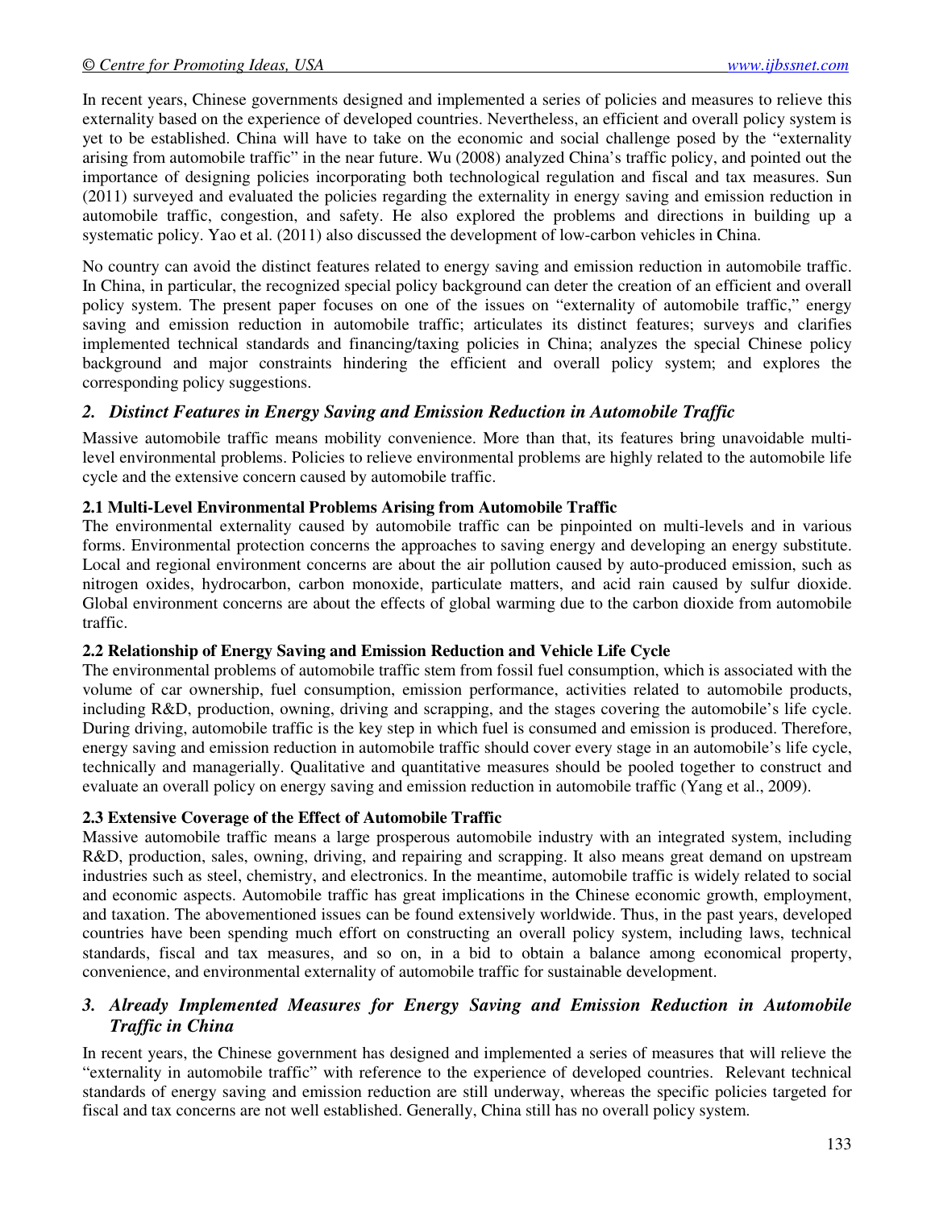In recent years, Chinese governments designed and implemented a series of policies and measures to relieve this externality based on the experience of developed countries. Nevertheless, an efficient and overall policy system is yet to be established. China will have to take on the economic and social challenge posed by the "externality arising from automobile traffic" in the near future. Wu (2008) analyzed China's traffic policy, and pointed out the importance of designing policies incorporating both technological regulation and fiscal and tax measures. Sun (2011) surveyed and evaluated the policies regarding the externality in energy saving and emission reduction in automobile traffic, congestion, and safety. He also explored the problems and directions in building up a systematic policy. Yao et al. (2011) also discussed the development of low-carbon vehicles in China.

No country can avoid the distinct features related to energy saving and emission reduction in automobile traffic. In China, in particular, the recognized special policy background can deter the creation of an efficient and overall policy system. The present paper focuses on one of the issues on "externality of automobile traffic," energy saving and emission reduction in automobile traffic; articulates its distinct features; surveys and clarifies implemented technical standards and financing/taxing policies in China; analyzes the special Chinese policy background and major constraints hindering the efficient and overall policy system; and explores the corresponding policy suggestions.

## *2. Distinct Features in Energy Saving and Emission Reduction in Automobile Traffic*

Massive automobile traffic means mobility convenience. More than that, its features bring unavoidable multi-level environmental problems. Policies to relieve environmental problems are highly related to the automobile life cycle and the extensive concern caused by automobile traffic.

### 2.1 Multi-Level Environmental Problems Arising from Automobile Traffic

The environmental externality caused by automobile traffic can be pinpointed on multi-levels and in various forms. Environmental protection concerns the approaches to saving energy and developing an energy substitute. Local and regional environment concerns are about the air pollution caused by auto-produced emission, such as nitrogen oxides, hydrocarbon, carbon monoxide, particulate matters, and acid rain caused by sulfur dioxide. Global environment concerns are about the effects of global warming due to the carbon dioxide from automobile traffic.

### 2.2 Relationship of Energy Saving and Emission Reduction and Vehicle Life Cycle

The environmental problems of automobile traffic stem from fossil fuel consumption, which is associated with the volume of car ownership, fuel consumption, emission performance, activities related to automobile products, including R&D, production, owning, driving and scrapping, and the stages covering the automobile's life cycle. During driving, automobile traffic is the key step in which fuel is consumed and emission is produced. Therefore, energy saving and emission reduction in automobile traffic should cover every stage in an automobile's life cycle, technically and managerially. Qualitative and quantitative measures should be pooled together to construct and evaluate an overall policy on energy saving and emission reduction in automobile traffic (Yang et al., 2009).

### 2.3 Extensive Coverage of the Effect of Automobile Traffic

Massive automobile traffic means a large prosperous automobile industry with an integrated system, including R&D, production, sales, owning, driving, and repairing and scrapping. It also means great demand on upstream industries such as steel, chemistry, and electronics. In the meantime, automobile traffic is widely related to social and economic aspects. Automobile traffic has great implications in the Chinese economic growth, employment, and taxation. The abovementioned issues can be found extensively worldwide. Thus, in the past years, developed countries have been spending much effort on constructing an overall policy system, including laws, technical standards, fiscal and tax measures, and so on, in a bid to obtain a balance among economical property, convenience, and environmental externality of automobile traffic for sustainable development.

## *3. Already Implemented Measures for Energy Saving and Emission Reduction in Automobile Traffic in China*

In recent years, the Chinese government has designed and implemented a series of measures that will relieve the "externality in automobile traffic" with reference to the experience of developed countries. Relevant technical standards of energy saving and emission reduction are still underway, whereas the specific policies targeted for fiscal and tax concerns are not well established. Generally, China still has no overall policy system.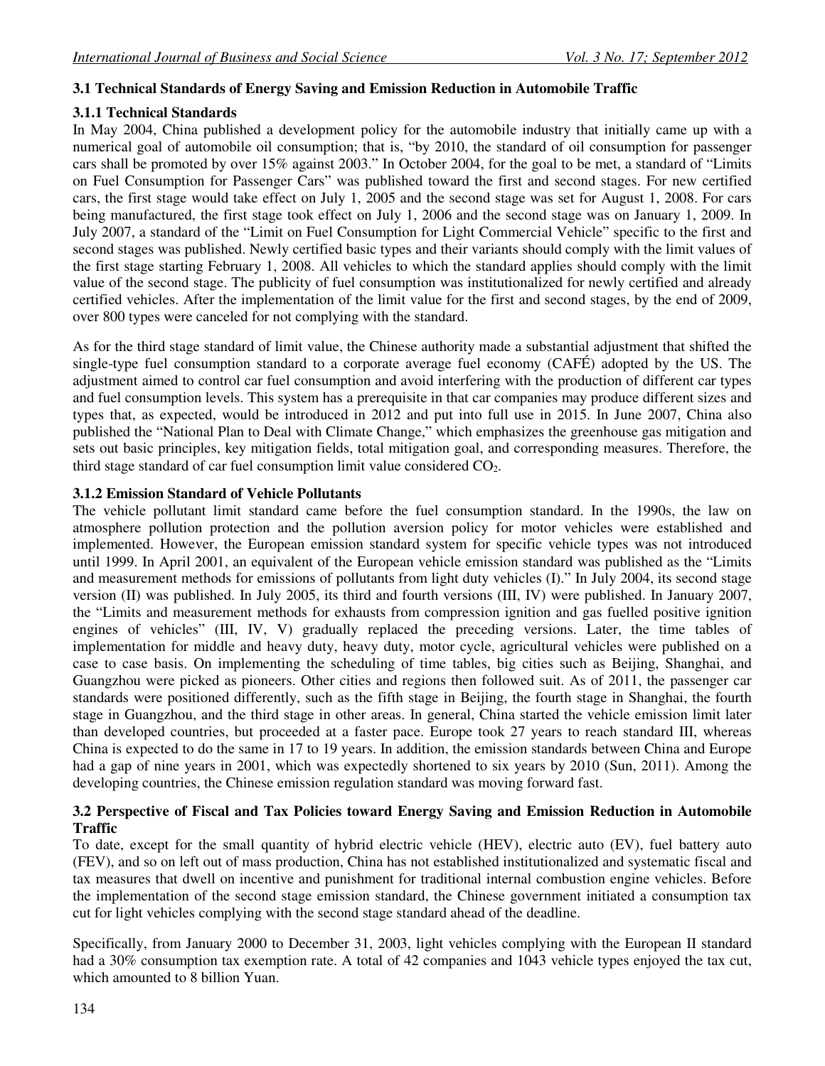### 3.1 Technical Standards of Energy Saving and Emission Reduction in Automobile Traffic

#### 3.1.1 Technical Standards

In May 2004, China published a development policy for the automobile industry that initially came up with a numerical goal of automobile oil consumption; that is, "by 2010, the standard of oil consumption for passenger cars shall be promoted by over 15% against 2003." In October 2004, for the goal to be met, a standard of "Limits on Fuel Consumption for Passenger Cars" was published toward the first and second stages. For new certified cars, the first stage would take effect on July 1, 2005 and the second stage was set for August 1, 2008. For cars being manufactured, the first stage took effect on July 1, 2006 and the second stage was on January 1, 2009. In July 2007, a standard of the "Limit on Fuel Consumption for Light Commercial Vehicle" specific to the first and second stages was published. Newly certified basic types and their variants should comply with the limit values of the first stage starting February 1, 2008. All vehicles to which the standard applies should comply with the limit value of the second stage. The publicity of fuel consumption was institutionalized for newly certified and already certified vehicles. After the implementation of the limit value for the first and second stages, by the end of 2009, over 800 types were canceled for not complying with the standard.

As for the third stage standard of limit value, the Chinese authority made a substantial adjustment that shifted the single-type fuel consumption standard to a corporate average fuel economy (CAFÉ) adopted by the US. The adjustment aimed to control car fuel consumption and avoid interfering with the production of different car types and fuel consumption levels. This system has a prerequisite in that car companies may produce different sizes and types that, as expected, would be introduced in 2012 and put into full use in 2015. In June 2007, China also published the "National Plan to Deal with Climate Change," which emphasizes the greenhouse gas mitigation and sets out basic principles, key mitigation fields, total mitigation goal, and corresponding measures. Therefore, the third stage standard of car fuel consumption limit value considered $CO_2$.

#### 3.1.2 Emission Standard of Vehicle Pollutants

The vehicle pollutant limit standard came before the fuel consumption standard. In the 1990s, the law on atmosphere pollution protection and the pollution aversion policy for motor vehicles were established and implemented. However, the European emission standard system for specific vehicle types was not introduced until 1999. In April 2001, an equivalent of the European vehicle emission standard was published as the "Limits and measurement methods for emissions of pollutants from light duty vehicles (I)." In July 2004, its second stage version (II) was published. In July 2005, its third and fourth versions (III, IV) were published. In January 2007, the "Limits and measurement methods for exhausts from compression ignition and gas fuelled positive ignition engines of vehicles" (III, IV, V) gradually replaced the preceding versions. Later, the time tables of implementation for middle and heavy duty, heavy duty, motor cycle, agricultural vehicles were published on a case to case basis. On implementing the scheduling of time tables, big cities such as Beijing, Shanghai, and Guangzhou were picked as pioneers. Other cities and regions then followed suit. As of 2011, the passenger car standards were positioned differently, such as the fifth stage in Beijing, the fourth stage in Shanghai, the fourth stage in Guangzhou, and the third stage in other areas. In general, China started the vehicle emission limit later than developed countries, but proceeded at a faster pace. Europe took 27 years to reach standard III, whereas China is expected to do the same in 17 to 19 years. In addition, the emission standards between China and Europe had a gap of nine years in 2001, which was expectedly shortened to six years by 2010 (Sun, 2011). Among the developing countries, the Chinese emission regulation standard was moving forward fast.

### 3.2 Perspective of Fiscal and Tax Policies toward Energy Saving and Emission Reduction in Automobile Traffic

To date, except for the small quantity of hybrid electric vehicle (HEV), electric auto (EV), fuel battery auto (FEV), and so on left out of mass production, China has not established institutionalized and systematic fiscal and tax measures that dwell on incentive and punishment for traditional internal combustion engine vehicles. Before the implementation of the second stage emission standard, the Chinese government initiated a consumption tax cut for light vehicles complying with the second stage standard ahead of the deadline.

Specifically, from January 2000 to December 31, 2003, light vehicles complying with the European II standard had a 30% consumption tax exemption rate. A total of 42 companies and 1043 vehicle types enjoyed the tax cut, which amounted to 8 billion Yuan.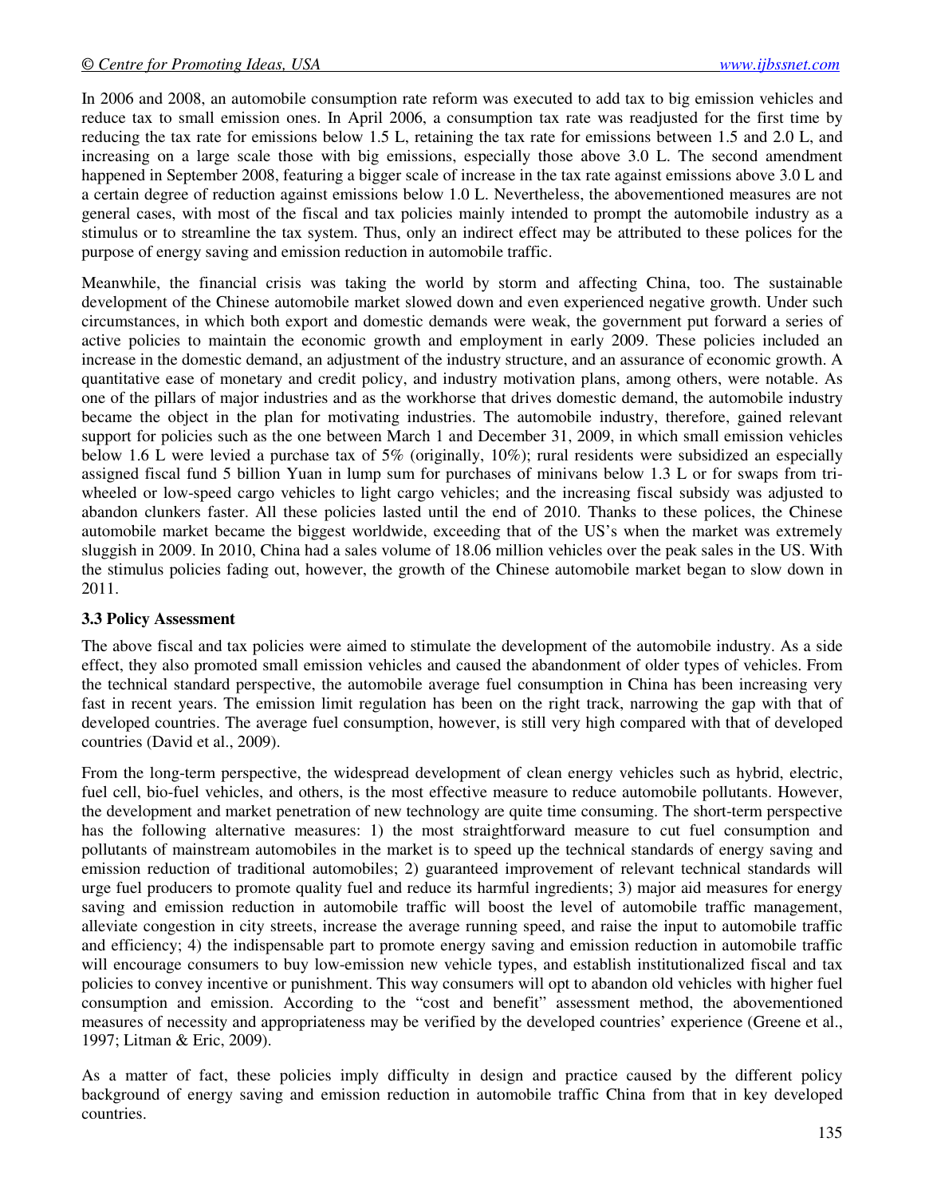In 2006 and 2008, an automobile consumption rate reform was executed to add tax to big emission vehicles and reduce tax to small emission ones. In April 2006, a consumption tax rate was readjusted for the first time by reducing the tax rate for emissions below 1.5 L, retaining the tax rate for emissions between 1.5 and 2.0 L, and increasing on a large scale those with big emissions, especially those above 3.0 L. The second amendment happened in September 2008, featuring a bigger scale of increase in the tax rate against emissions above 3.0 L and a certain degree of reduction against emissions below 1.0 L. Nevertheless, the abovementioned measures are not general cases, with most of the fiscal and tax policies mainly intended to prompt the automobile industry as a stimulus or to streamline the tax system. Thus, only an indirect effect may be attributed to these polices for the purpose of energy saving and emission reduction in automobile traffic.

Meanwhile, the financial crisis was taking the world by storm and affecting China, too. The sustainable development of the Chinese automobile market slowed down and even experienced negative growth. Under such circumstances, in which both export and domestic demands were weak, the government put forward a series of active policies to maintain the economic growth and employment in early 2009. These policies included an increase in the domestic demand, an adjustment of the industry structure, and an assurance of economic growth. A quantitative ease of monetary and credit policy, and industry motivation plans, among others, were notable. As one of the pillars of major industries and as the workhorse that drives domestic demand, the automobile industry became the object in the plan for motivating industries. The automobile industry, therefore, gained relevant support for policies such as the one between March 1 and December 31, 2009, in which small emission vehicles below 1.6 L were levied a purchase tax of 5% (originally, 10%); rural residents were subsidized an especially assigned fiscal fund 5 billion Yuan in lump sum for purchases of minivans below 1.3 L or for swaps from tri-wheeled or low-speed cargo vehicles to light cargo vehicles; and the increasing fiscal subsidy was adjusted to abandon clunkers faster. All these policies lasted until the end of 2010. Thanks to these polices, the Chinese automobile market became the biggest worldwide, exceeding that of the US's when the market was extremely sluggish in 2009. In 2010, China had a sales volume of 18.06 million vehicles over the peak sales in the US. With the stimulus policies fading out, however, the growth of the Chinese automobile market began to slow down in 2011.

### 3.3 Policy Assessment

The above fiscal and tax policies were aimed to stimulate the development of the automobile industry. As a side effect, they also promoted small emission vehicles and caused the abandonment of older types of vehicles. From the technical standard perspective, the automobile average fuel consumption in China has been increasing very fast in recent years. The emission limit regulation has been on the right track, narrowing the gap with that of developed countries. The average fuel consumption, however, is still very high compared with that of developed countries (David et al., 2009).

From the long-term perspective, the widespread development of clean energy vehicles such as hybrid, electric, fuel cell, bio-fuel vehicles, and others, is the most effective measure to reduce automobile pollutants. However, the development and market penetration of new technology are quite time consuming. The short-term perspective has the following alternative measures: 1) the most straightforward measure to cut fuel consumption and pollutants of mainstream automobiles in the market is to speed up the technical standards of energy saving and emission reduction of traditional automobiles; 2) guaranteed improvement of relevant technical standards will urge fuel producers to promote quality fuel and reduce its harmful ingredients; 3) major aid measures for energy saving and emission reduction in automobile traffic will boost the level of automobile traffic management, alleviate congestion in city streets, increase the average running speed, and raise the input to automobile traffic and efficiency; 4) the indispensable part to promote energy saving and emission reduction in automobile traffic will encourage consumers to buy low-emission new vehicle types, and establish institutionalized fiscal and tax policies to convey incentive or punishment. This way consumers will opt to abandon old vehicles with higher fuel consumption and emission. According to the "cost and benefit" assessment method, the abovementioned measures of necessity and appropriateness may be verified by the developed countries' experience (Greene et al., 1997; Litman & Eric, 2009).

As a matter of fact, these policies imply difficulty in design and practice caused by the different policy background of energy saving and emission reduction in automobile traffic China from that in key developed countries.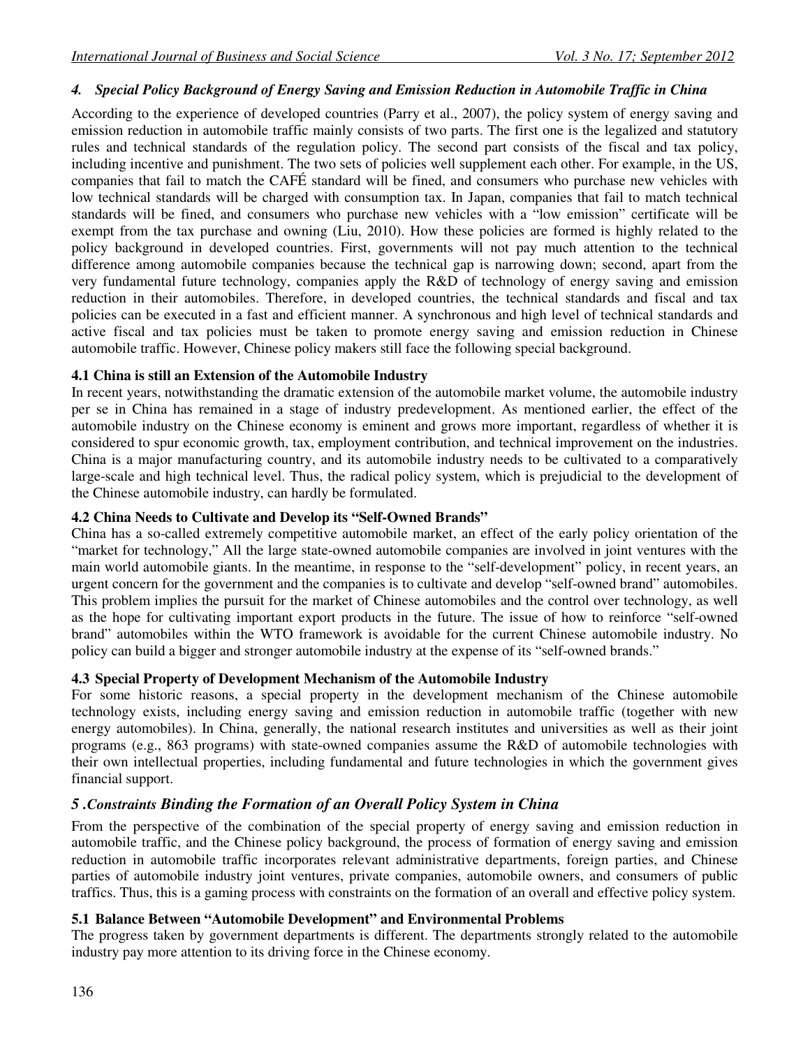### *4. Special Policy Background of Energy Saving and Emission Reduction in Automobile Traffic in China*

According to the experience of developed countries (Parry et al., 2007), the policy system of energy saving and emission reduction in automobile traffic mainly consists of two parts. The first one is the legalized and statutory rules and technical standards of the regulation policy. The second part consists of the fiscal and tax policy, including incentive and punishment. The two sets of policies well supplement each other. For example, in the US, companies that fail to match the CAFÉ standard will be fined, and consumers who purchase new vehicles with low technical standards will be charged with consumption tax. In Japan, companies that fail to match technical standards will be fined, and consumers who purchase new vehicles with a "low emission" certificate will be exempt from the tax purchase and owning (Liu, 2010). How these policies are formed is highly related to the policy background in developed countries. First, governments will not pay much attention to the technical difference among automobile companies because the technical gap is narrowing down; second, apart from the very fundamental future technology, companies apply the R&D of technology of energy saving and emission reduction in their automobiles. Therefore, in developed countries, the technical standards and fiscal and tax policies can be executed in a fast and efficient manner. A synchronous and high level of technical standards and active fiscal and tax policies must be taken to promote energy saving and emission reduction in Chinese automobile traffic. However, Chinese policy makers still face the following special background.

#### 4.1 China is still an Extension of the Automobile Industry

In recent years, notwithstanding the dramatic extension of the automobile market volume, the automobile industry per se in China has remained in a stage of industry predevelopment. As mentioned earlier, the effect of the automobile industry on the Chinese economy is eminent and grows more important, regardless of whether it is considered to spur economic growth, tax, employment contribution, and technical improvement on the industries. China is a major manufacturing country, and its automobile industry needs to be cultivated to a comparatively large-scale and high technical level. Thus, the radical policy system, which is prejudicial to the development of the Chinese automobile industry, can hardly be formulated.

#### 4.2 China Needs to Cultivate and Develop its "Self-Owned Brands"

China has a so-called extremely competitive automobile market, an effect of the early policy orientation of the "market for technology," All the large state-owned automobile companies are involved in joint ventures with the main world automobile giants. In the meantime, in response to the "self-development" policy, in recent years, an urgent concern for the government and the companies is to cultivate and develop "self-owned brand" automobiles. This problem implies the pursuit for the market of Chinese automobiles and the control over technology, as well as the hope for cultivating important export products in the future. The issue of how to reinforce "self-owned brand" automobiles within the WTO framework is avoidable for the current Chinese automobile industry. No policy can build a bigger and stronger automobile industry at the expense of its "self-owned brands."

#### 4.3 Special Property of Development Mechanism of the Automobile Industry

For some historic reasons, a special property in the development mechanism of the Chinese automobile technology exists, including energy saving and emission reduction in automobile traffic (together with new energy automobiles). In China, generally, the national research institutes and universities as well as their joint programs (e.g., 863 programs) with state-owned companies assume the R&D of automobile technologies with their own intellectual properties, including fundamental and future technologies in which the government gives financial support.

### *5 .Constraints Binding the Formation of an Overall Policy System in China*

From the perspective of the combination of the special property of energy saving and emission reduction in automobile traffic, and the Chinese policy background, the process of formation of energy saving and emission reduction in automobile traffic incorporates relevant administrative departments, foreign parties, and Chinese parties of automobile industry joint ventures, private companies, automobile owners, and consumers of public traffics. Thus, this is a gaming process with constraints on the formation of an overall and effective policy system.

#### 5.1 Balance Between "Automobile Development" and Environmental Problems

The progress taken by government departments is different. The departments strongly related to the automobile industry pay more attention to its driving force in the Chinese economy.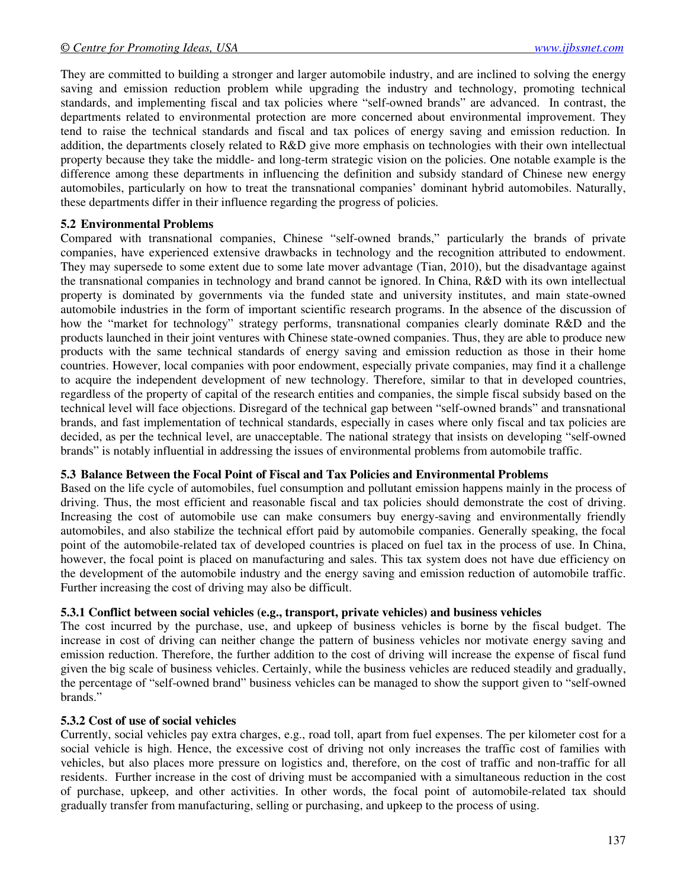They are committed to building a stronger and larger automobile industry, and are inclined to solving the energy saving and emission reduction problem while upgrading the industry and technology, promoting technical standards, and implementing fiscal and tax policies where "self-owned brands" are advanced. In contrast, the departments related to environmental protection are more concerned about environmental improvement. They tend to raise the technical standards and fiscal and tax polices of energy saving and emission reduction. In addition, the departments closely related to R&D give more emphasis on technologies with their own intellectual property because they take the middle- and long-term strategic vision on the policies. One notable example is the difference among these departments in influencing the definition and subsidy standard of Chinese new energy automobiles, particularly on how to treat the transnational companies' dominant hybrid automobiles. Naturally, these departments differ in their influence regarding the progress of policies.

### 5.2 Environmental Problems

Compared with transnational companies, Chinese "self-owned brands," particularly the brands of private companies, have experienced extensive drawbacks in technology and the recognition attributed to endowment. They may supersede to some extent due to some late mover advantage (Tian, 2010), but the disadvantage against the transnational companies in technology and brand cannot be ignored. In China, R&D with its own intellectual property is dominated by governments via the funded state and university institutes, and main state-owned automobile industries in the form of important scientific research programs. In the absence of the discussion of how the "market for technology" strategy performs, transnational companies clearly dominate R&D and the products launched in their joint ventures with Chinese state-owned companies. Thus, they are able to produce new products with the same technical standards of energy saving and emission reduction as those in their home countries. However, local companies with poor endowment, especially private companies, may find it a challenge to acquire the independent development of new technology. Therefore, similar to that in developed countries, regardless of the property of capital of the research entities and companies, the simple fiscal subsidy based on the technical level will face objections. Disregard of the technical gap between "self-owned brands" and transnational brands, and fast implementation of technical standards, especially in cases where only fiscal and tax policies are decided, as per the technical level, are unacceptable. The national strategy that insists on developing "self-owned brands" is notably influential in addressing the issues of environmental problems from automobile traffic.

### 5.3 Balance Between the Focal Point of Fiscal and Tax Policies and Environmental Problems

Based on the life cycle of automobiles, fuel consumption and pollutant emission happens mainly in the process of driving. Thus, the most efficient and reasonable fiscal and tax policies should demonstrate the cost of driving. Increasing the cost of automobile use can make consumers buy energy-saving and environmentally friendly automobiles, and also stabilize the technical effort paid by automobile companies. Generally speaking, the focal point of the automobile-related tax of developed countries is placed on fuel tax in the process of use. In China, however, the focal point is placed on manufacturing and sales. This tax system does not have due efficiency on the development of the automobile industry and the energy saving and emission reduction of automobile traffic. Further increasing the cost of driving may also be difficult.

#### 5.3.1 Conflict between social vehicles (e.g., transport, private vehicles) and business vehicles

The cost incurred by the purchase, use, and upkeep of business vehicles is borne by the fiscal budget. The increase in cost of driving can neither change the pattern of business vehicles nor motivate energy saving and emission reduction. Therefore, the further addition to the cost of driving will increase the expense of fiscal fund given the big scale of business vehicles. Certainly, while the business vehicles are reduced steadily and gradually, the percentage of "self-owned brand" business vehicles can be managed to show the support given to "self-owned brands."

#### 5.3.2 Cost of use of social vehicles

Currently, social vehicles pay extra charges, e.g., road toll, apart from fuel expenses. The per kilometer cost for a social vehicle is high. Hence, the excessive cost of driving not only increases the traffic cost of families with vehicles, but also places more pressure on logistics and, therefore, on the cost of traffic and non-traffic for all residents. Further increase in the cost of driving must be accompanied with a simultaneous reduction in the cost of purchase, upkeep, and other activities. In other words, the focal point of automobile-related tax should gradually transfer from manufacturing, selling or purchasing, and upkeep to the process of using.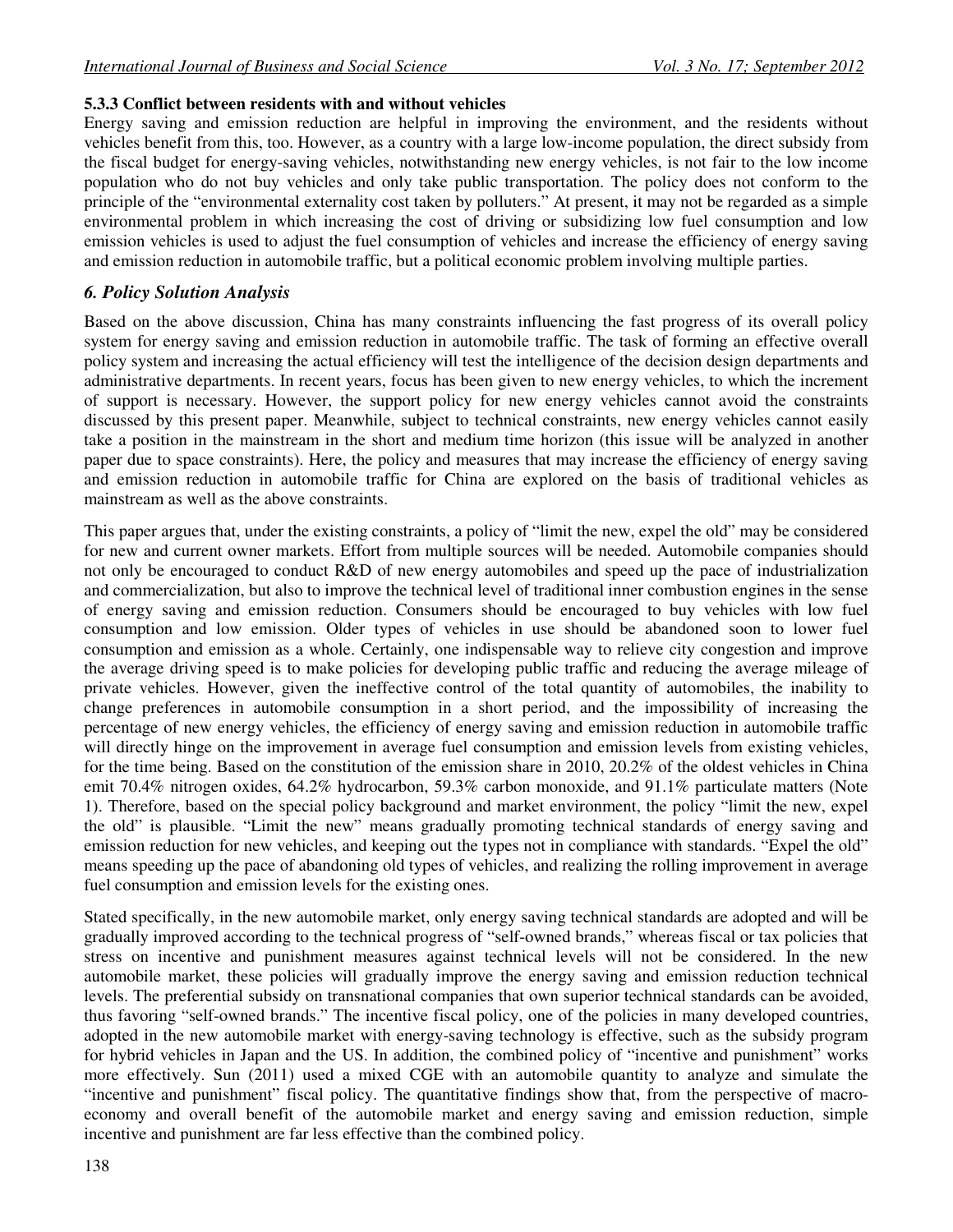#### 5.3.3 Conflict between residents with and without vehicles

Energy saving and emission reduction are helpful in improving the environment, and the residents without vehicles benefit from this, too. However, as a country with a large low-income population, the direct subsidy from the fiscal budget for energy-saving vehicles, notwithstanding new energy vehicles, is not fair to the low income population who do not buy vehicles and only take public transportation. The policy does not conform to the principle of the "environmental externality cost taken by polluters." At present, it may not be regarded as a simple environmental problem in which increasing the cost of driving or subsidizing low fuel consumption and low emission vehicles is used to adjust the fuel consumption of vehicles and increase the efficiency of energy saving and emission reduction in automobile traffic, but a political economic problem involving multiple parties.

## *6. Policy Solution Analysis*

Based on the above discussion, China has many constraints influencing the fast progress of its overall policy system for energy saving and emission reduction in automobile traffic. The task of forming an effective overall policy system and increasing the actual efficiency will test the intelligence of the decision design departments and administrative departments. In recent years, focus has been given to new energy vehicles, to which the increment of support is necessary. However, the support policy for new energy vehicles cannot avoid the constraints discussed by this present paper. Meanwhile, subject to technical constraints, new energy vehicles cannot easily take a position in the mainstream in the short and medium time horizon (this issue will be analyzed in another paper due to space constraints). Here, the policy and measures that may increase the efficiency of energy saving and emission reduction in automobile traffic for China are explored on the basis of traditional vehicles as mainstream as well as the above constraints.

This paper argues that, under the existing constraints, a policy of "limit the new, expel the old" may be considered for new and current owner markets. Effort from multiple sources will be needed. Automobile companies should not only be encouraged to conduct R&D of new energy automobiles and speed up the pace of industrialization and commercialization, but also to improve the technical level of traditional inner combustion engines in the sense of energy saving and emission reduction. Consumers should be encouraged to buy vehicles with low fuel consumption and low emission. Older types of vehicles in use should be abandoned soon to lower fuel consumption and emission as a whole. Certainly, one indispensable way to relieve city congestion and improve the average driving speed is to make policies for developing public traffic and reducing the average mileage of private vehicles. However, given the ineffective control of the total quantity of automobiles, the inability to change preferences in automobile consumption in a short period, and the impossibility of increasing the percentage of new energy vehicles, the efficiency of energy saving and emission reduction in automobile traffic will directly hinge on the improvement in average fuel consumption and emission levels from existing vehicles, for the time being. Based on the constitution of the emission share in 2010, 20.2% of the oldest vehicles in China emit 70.4% nitrogen oxides, 64.2% hydrocarbon, 59.3% carbon monoxide, and 91.1% particulate matters (Note 1). Therefore, based on the special policy background and market environment, the policy "limit the new, expel the old" is plausible. "Limit the new" means gradually promoting technical standards of energy saving and emission reduction for new vehicles, and keeping out the types not in compliance with standards. "Expel the old" means speeding up the pace of abandoning old types of vehicles, and realizing the rolling improvement in average fuel consumption and emission levels for the existing ones.

Stated specifically, in the new automobile market, only energy saving technical standards are adopted and will be gradually improved according to the technical progress of "self-owned brands," whereas fiscal or tax policies that stress on incentive and punishment measures against technical levels will not be considered. In the new automobile market, these policies will gradually improve the energy saving and emission reduction technical levels. The preferential subsidy on transnational companies that own superior technical standards can be avoided, thus favoring "self-owned brands." The incentive fiscal policy, one of the policies in many developed countries, adopted in the new automobile market with energy-saving technology is effective, such as the subsidy program for hybrid vehicles in Japan and the US. In addition, the combined policy of "incentive and punishment" works more effectively. Sun (2011) used a mixed CGE with an automobile quantity to analyze and simulate the "incentive and punishment" fiscal policy. The quantitative findings show that, from the perspective of macro-economy and overall benefit of the automobile market and energy saving and emission reduction, simple incentive and punishment are far less effective than the combined policy.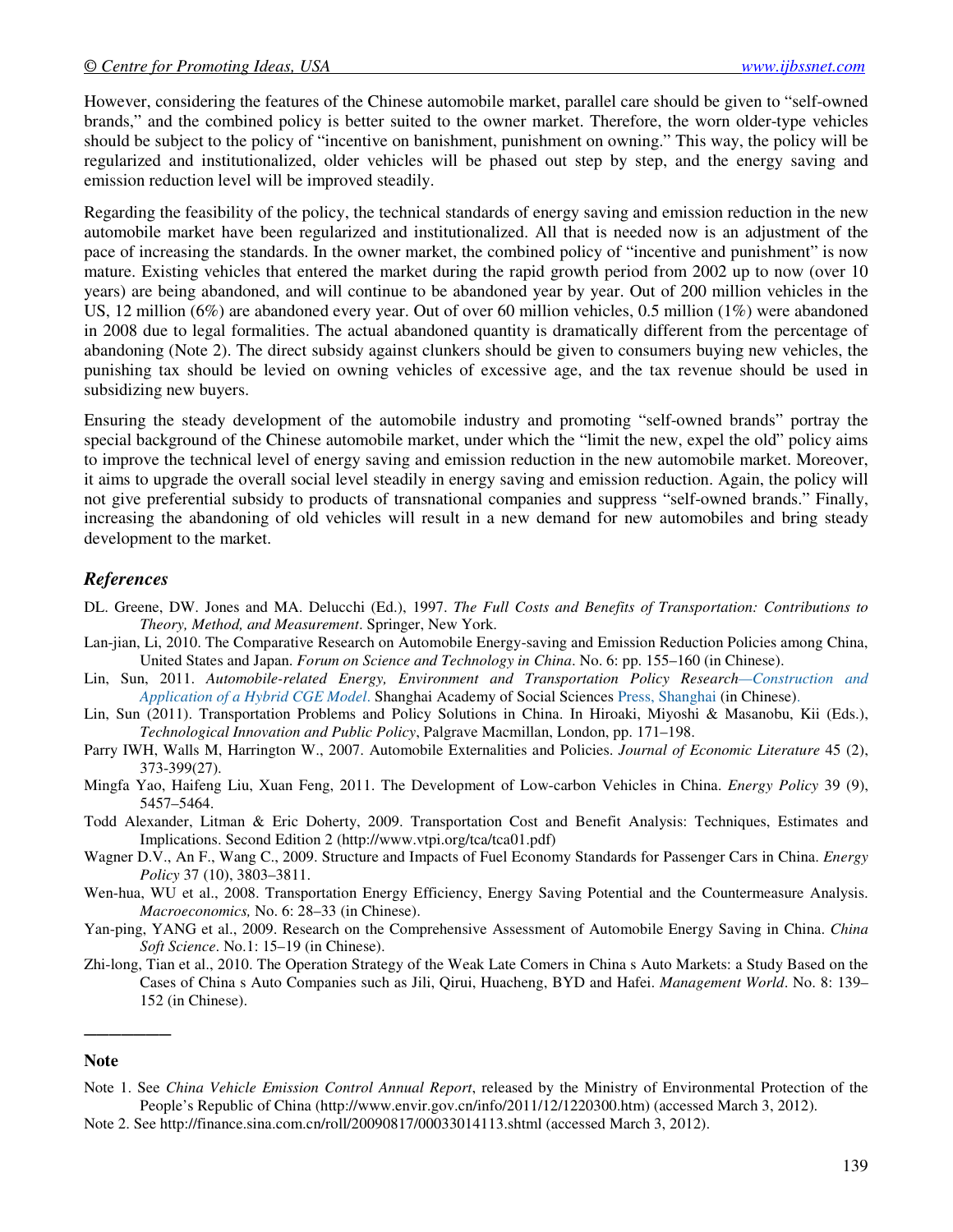However, considering the features of the Chinese automobile market, parallel care should be given to "self-owned brands," and the combined policy is better suited to the owner market. Therefore, the worn older-type vehicles should be subject to the policy of "incentive on banishment, punishment on owning." This way, the policy will be regularized and institutionalized, older vehicles will be phased out step by step, and the energy saving and emission reduction level will be improved steadily.

Regarding the feasibility of the policy, the technical standards of energy saving and emission reduction in the new automobile market have been regularized and institutionalized. All that is needed now is an adjustment of the pace of increasing the standards. In the owner market, the combined policy of "incentive and punishment" is now mature. Existing vehicles that entered the market during the rapid growth period from 2002 up to now (over 10 years) are being abandoned, and will continue to be abandoned year by year. Out of 200 million vehicles in the US, 12 million (6%) are abandoned every year. Out of over 60 million vehicles, 0.5 million (1%) were abandoned in 2008 due to legal formalities. The actual abandoned quantity is dramatically different from the percentage of abandoning (Note 2). The direct subsidy against clunkers should be given to consumers buying new vehicles, the punishing tax should be levied on owning vehicles of excessive age, and the tax revenue should be used in subsidizing new buyers.

Ensuring the steady development of the automobile industry and promoting "self-owned brands" portray the special background of the Chinese automobile market, under which the "limit the new, expel the old" policy aims to improve the technical level of energy saving and emission reduction in the new automobile market. Moreover, it aims to upgrade the overall social level steadily in energy saving and emission reduction. Again, the policy will not give preferential subsidy to products of transnational companies and suppress "self-owned brands." Finally, increasing the abandoning of old vehicles will result in a new demand for new automobiles and bring steady development to the market.

## *References*

DL. Greene, DW. Jones and MA. Delucchi (Ed.), 1997. *The Full Costs and Benefits of Transportation: Contributions to Theory, Method, and Measurement*. Springer, New York.

Lan-jian, Li, 2010. The Comparative Research on Automobile Energy-saving and Emission Reduction Policies among China, United States and Japan. *Forum on Science and Technology in China*. No. 6: pp. 155–160 (in Chinese).

Lin, Sun, 2011. *Automobile-related Energy, Environment and Transportation Policy Research—Construction and Application of a Hybrid CGE Model*. Shanghai Academy of Social Sciences Press, Shanghai (in Chinese).

Lin, Sun (2011). Transportation Problems and Policy Solutions in China. In Hiroaki, Miyoshi & Masanobu, Kii (Eds.), *Technological Innovation and Public Policy*, Palgrave Macmillan, London, pp. 171–198.

Parry IWH, Walls M, Harrington W., 2007. Automobile Externalities and Policies. *Journal of Economic Literature* 45 (2), 373-399(27).

Mingfa Yao, Haifeng Liu, Xuan Feng, 2011. The Development of Low-carbon Vehicles in China. *Energy Policy* 39 (9), 5457–5464.

Todd Alexander, Litman & Eric Doherty, 2009. Transportation Cost and Benefit Analysis: Techniques, Estimates and Implications. Second Edition 2 (http://www.vtpi.org/tca/tca01.pdf)

Wagner D.V., An F., Wang C., 2009. Structure and Impacts of Fuel Economy Standards for Passenger Cars in China. *Energy Policy* 37 (10), 3803–3811.

Wen-hua, WU et al., 2008. Transportation Energy Efficiency, Energy Saving Potential and the Countermeasure Analysis. *Macroeconomics,* No. 6: 28–33 (in Chinese).

Yan-ping, YANG et al., 2009. Research on the Comprehensive Assessment of Automobile Energy Saving in China. *China Soft Science*. No.1: 15–19 (in Chinese).

Zhi-long, Tian et al., 2010. The Operation Strategy of the Weak Late Comers in China s Auto Markets: a Study Based on the Cases of China s Auto Companies such as Jili, Qirui, Huacheng, BYD and Hafei. *Management World*. No. 8: 139–152 (in Chinese).

---

**Note**

Note 1. See *China Vehicle Emission Control Annual Report*, released by the Ministry of Environmental Protection of the People's Republic of China (http://www.envir.gov.cn/info/2011/12/1220300.htm) (accessed March 3, 2012).

Note 2. See http://finance.sina.com.cn/roll/20090817/00033014113.shtml (accessed March 3, 2012).